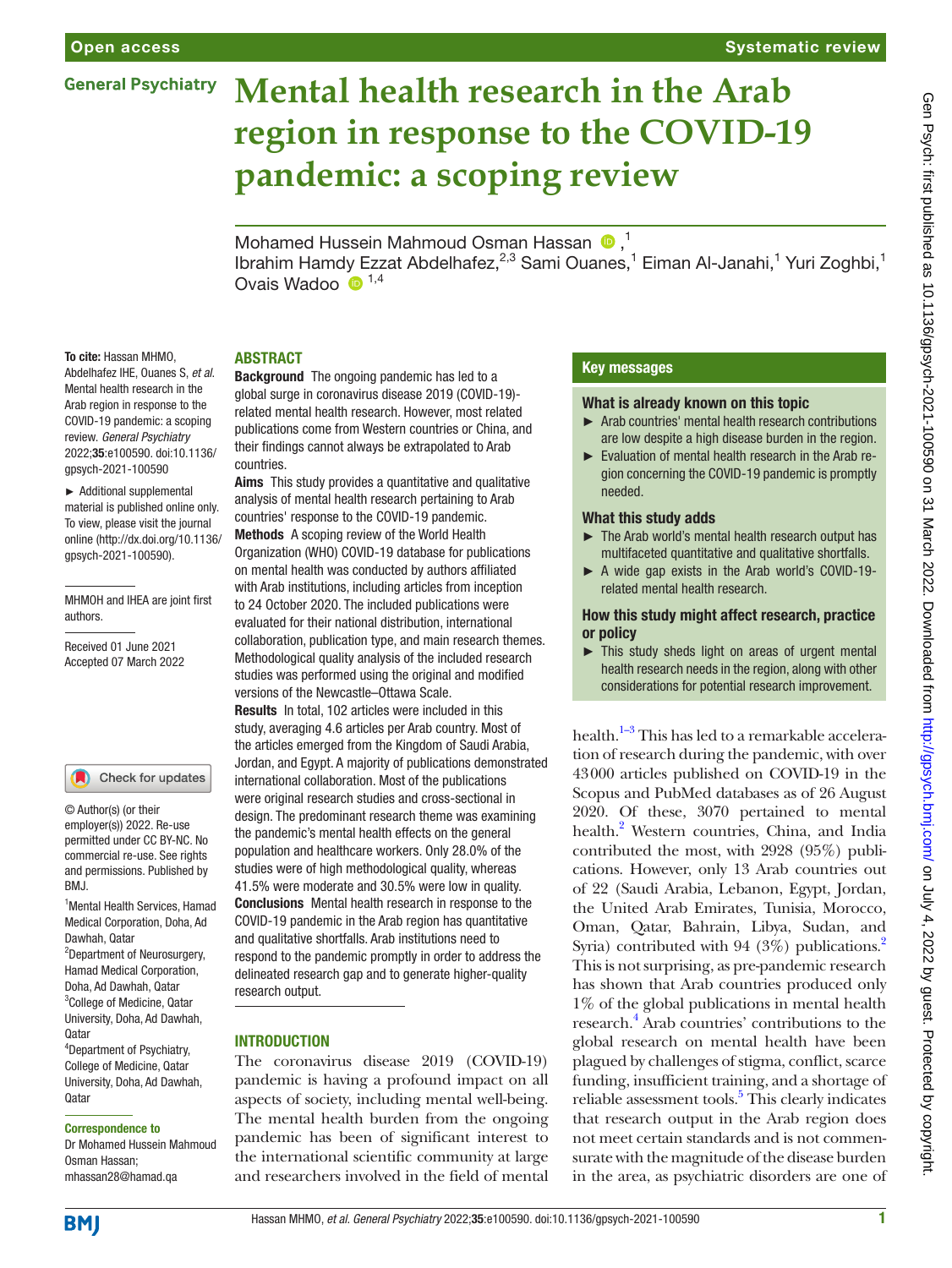# Mental health research in the Arab region in response to the COVID-19 pandemic: a scoping review

Mohamed Hussein Mahmoud Osman Hassan ,[1] Ibrahim Hamdy Ezzat Abdelhafez,[2,3] Sami Ouanes,[1] Eiman Al-Janahi,[1] Yuri Zoghbi,[1] Ovais Wadoo [1,4]

**To cite:** Hassan MHMO, Abdelhafez IHE, Ouanes S, *et al*. Mental health research in the Arab region in response to the COVID-19 pandemic: a scoping review. *General Psychiatry* 2022;**35**:e100590. doi:10.1136/gpsych-2021-100590

► Additional supplemental material is published online only. To view, please visit the journal online (http://dx.doi.org/10.1136/gpsych-2021-100590).

MHMOH and IHEA are joint first authors.

Received 01 June 2021
Accepted 07 March 2022

© Author(s) (or their employer(s)) 2022. Re-use permitted under CC BY-NC. No commercial re-use. See rights and permissions. Published by BMJ.

[1]Mental Health Services, Hamad Medical Corporation, Doha, Ad Dawhah, Qatar
[2]Department of Neurosurgery, Hamad Medical Corporation, Doha, Ad Dawhah, Qatar
[3]College of Medicine, Qatar University, Doha, Ad Dawhah, Qatar
[4]Department of Psychiatry, College of Medicine, Qatar University, Doha, Ad Dawhah, Qatar

**Correspondence to**
Dr Mohamed Hussein Mahmoud Osman Hassan; mhassan28@hamad.qa

## ABSTRACT

**Background** The ongoing pandemic has led to a global surge in coronavirus disease 2019 (COVID-19)-related mental health research. However, most related publications come from Western countries or China, and their findings cannot always be extrapolated to Arab countries.

**Aims** This study provides a quantitative and qualitative analysis of mental health research pertaining to Arab countries' response to the COVID-19 pandemic.

**Methods** A scoping review of the World Health Organization (WHO) COVID-19 database for publications on mental health was conducted by authors affiliated with Arab institutions, including articles from inception to 24 October 2020. The included publications were evaluated for their national distribution, international collaboration, publication type, and main research themes. Methodological quality analysis of the included research studies was performed using the original and modified versions of the Newcastle–Ottawa Scale.

**Results** In total, 102 articles were included in this study, averaging 4.6 articles per Arab country. Most of the articles emerged from the Kingdom of Saudi Arabia, Jordan, and Egypt. A majority of publications demonstrated international collaboration. Most of the publications were original research studies and cross-sectional in design. The predominant research theme was examining the pandemic's mental health effects on the general population and healthcare workers. Only 28.0% of the studies were of high methodological quality, whereas 41.5% were moderate and 30.5% were low in quality.

**Conclusions** Mental health research in response to the COVID-19 pandemic in the Arab region has quantitative and qualitative shortfalls. Arab institutions need to respond to the pandemic promptly in order to address the delineated research gap and to generate higher-quality research output.

## Key messages

### What is already known on this topic

- Arab countries' mental health research contributions are low despite a high disease burden in the region.
- Evaluation of mental health research in the Arab region concerning the COVID-19 pandemic is promptly needed.

### What this study adds

- The Arab world's mental health research output has multifaceted quantitative and qualitative shortfalls.
- A wide gap exists in the Arab world's COVID-19-related mental health research.

### How this study might affect research, practice or policy

- This study sheds light on areas of urgent mental health research needs in the region, along with other considerations for potential research improvement.

## INTRODUCTION

The coronavirus disease 2019 (COVID-19) pandemic is having a profound impact on all aspects of society, including mental well-being. The mental health burden from the ongoing pandemic has been of significant interest to the international scientific community at large and researchers involved in the field of mental health.[1–3] This has led to a remarkable acceleration of research during the pandemic, with over 43000 articles published on COVID-19 in the Scopus and PubMed databases as of 26 August 2020. Of these, 3070 pertained to mental health.[2] Western countries, China, and India contributed the most, with 2928 (95%) publications. However, only 13 Arab countries out of 22 (Saudi Arabia, Lebanon, Egypt, Jordan, the United Arab Emirates, Tunisia, Morocco, Oman, Qatar, Bahrain, Libya, Sudan, and Syria) contributed with 94 (3%) publications.[2] This is not surprising, as pre-pandemic research has shown that Arab countries produced only 1% of the global publications in mental health research.[4] Arab countries' contributions to the global research on mental health have been plagued by challenges of stigma, conflict, scarce funding, insufficient training, and a shortage of reliable assessment tools.[5] This clearly indicates that research output in the Arab region does not meet certain standards and is not commensurate with the magnitude of the disease burden in the area, as psychiatric disorders are one of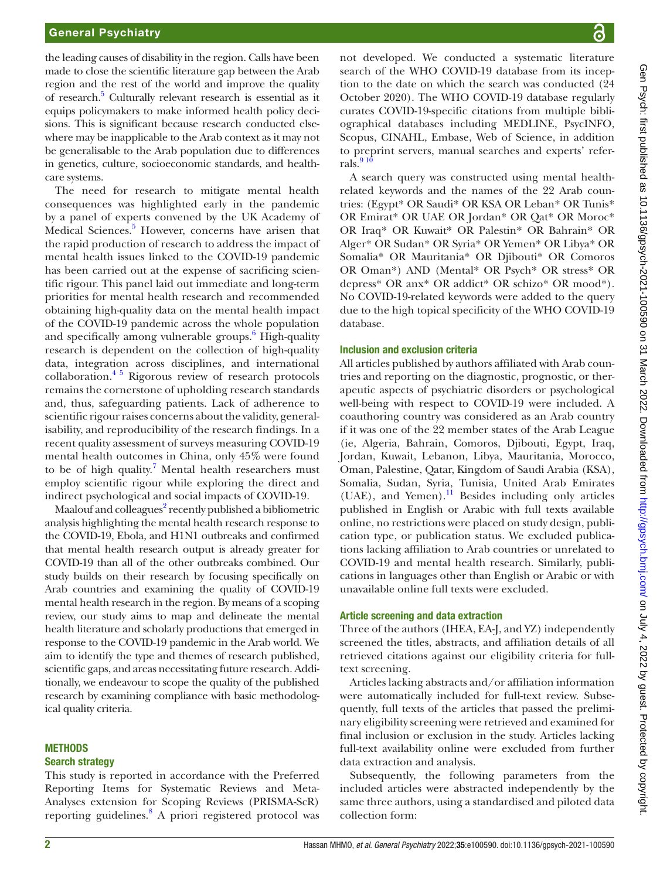the leading causes of disability in the region. Calls have been made to close the scientific literature gap between the Arab region and the rest of the world and improve the quality of research.[5] Culturally relevant research is essential as it equips policymakers to make informed health policy decisions. This is significant because research conducted elsewhere may be inapplicable to the Arab context as it may not be generalisable to the Arab population due to differences in genetics, culture, socioeconomic standards, and healthcare systems.

The need for research to mitigate mental health consequences was highlighted early in the pandemic by a panel of experts convened by the UK Academy of Medical Sciences.[5] However, concerns have arisen that the rapid production of research to address the impact of mental health issues linked to the COVID-19 pandemic has been carried out at the expense of sacrificing scientific rigour. This panel laid out immediate and long-term priorities for mental health research and recommended obtaining high-quality data on the mental health impact of the COVID-19 pandemic across the whole population and specifically among vulnerable groups.[6] High-quality research is dependent on the collection of high-quality data, integration across disciplines, and international collaboration.[4 5] Rigorous review of research protocols remains the cornerstone of upholding research standards and, thus, safeguarding patients. Lack of adherence to scientific rigour raises concerns about the validity, generalisability, and reproducibility of the research findings. In a recent quality assessment of surveys measuring COVID-19 mental health outcomes in China, only 45% were found to be of high quality.[7] Mental health researchers must employ scientific rigour while exploring the direct and indirect psychological and social impacts of COVID-19.

Maalouf and colleagues[2] recently published a bibliometric analysis highlighting the mental health research response to the COVID-19, Ebola, and H1N1 outbreaks and confirmed that mental health research output is already greater for COVID-19 than all of the other outbreaks combined. Our study builds on their research by focusing specifically on Arab countries and examining the quality of COVID-19 mental health research in the region. By means of a scoping review, our study aims to map and delineate the mental health literature and scholarly productions that emerged in response to the COVID-19 pandemic in the Arab world. We aim to identify the type and themes of research published, scientific gaps, and areas necessitating future research. Additionally, we endeavour to scope the quality of the published research by examining compliance with basic methodological quality criteria.

## METHODS

### Search strategy

This study is reported in accordance with the Preferred Reporting Items for Systematic Reviews and Meta-Analyses extension for Scoping Reviews (PRISMA-ScR) reporting guidelines.[8] A priori registered protocol was not developed. We conducted a systematic literature search of the WHO COVID-19 database from its inception to the date on which the search was conducted (24 October 2020). The WHO COVID-19 database regularly curates COVID-19-specific citations from multiple bibliographical databases including MEDLINE, PsycINFO, Scopus, CINAHL, Embase, Web of Science, in addition to preprint servers, manual searches and experts' referrals.[9 10]

A search query was constructed using mental health-related keywords and the names of the 22 Arab countries: (Egypt* OR Saudi* OR KSA OR Leban* OR Tunis* OR Emirat* OR UAE OR Jordan* OR Qat* OR Moroc* OR Iraq* OR Kuwait* OR Palestin* OR Bahrain* OR Alger* OR Sudan* OR Syria* OR Yemen* OR Libya* OR Somalia* OR Mauritania* OR Djibouti* OR Comoros OR Oman*) AND (Mental* OR Psych* OR stress* OR depress* OR anx* OR addict* OR schizo* OR mood*). No COVID-19-related keywords were added to the query due to the high topical specificity of the WHO COVID-19 database.

### Inclusion and exclusion criteria

All articles published by authors affiliated with Arab countries and reporting on the diagnostic, prognostic, or therapeutic aspects of psychiatric disorders or psychological well-being with respect to COVID-19 were included. A coauthoring country was considered as an Arab country if it was one of the 22 member states of the Arab League (ie, Algeria, Bahrain, Comoros, Djibouti, Egypt, Iraq, Jordan, Kuwait, Lebanon, Libya, Mauritania, Morocco, Oman, Palestine, Qatar, Kingdom of Saudi Arabia (KSA), Somalia, Sudan, Syria, Tunisia, United Arab Emirates (UAE), and Yemen).[11] Besides including only articles published in English or Arabic with full texts available online, no restrictions were placed on study design, publication type, or publication status. We excluded publications lacking affiliation to Arab countries or unrelated to COVID-19 and mental health research. Similarly, publications in languages other than English or Arabic or with unavailable online full texts were excluded.

### Article screening and data extraction

Three of the authors (IHEA, EA-J, and YZ) independently screened the titles, abstracts, and affiliation details of all retrieved citations against our eligibility criteria for full-text screening.

Articles lacking abstracts and/or affiliation information were automatically included for full-text review. Subsequently, full texts of the articles that passed the preliminary eligibility screening were retrieved and examined for final inclusion or exclusion in the study. Articles lacking full-text availability online were excluded from further data extraction and analysis.

Subsequently, the following parameters from the included articles were abstracted independently by the same three authors, using a standardised and piloted data collection form: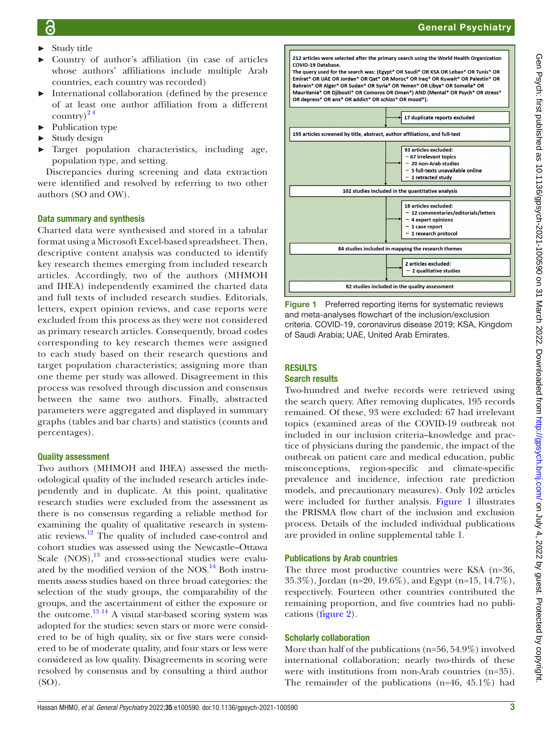- Study title
- Country of author's affiliation (in case of articles whose authors' affiliations include multiple Arab countries, each country was recorded)
- International collaboration (defined by the presence of at least one author affiliation from a different country)[2 4]
- Publication type
- Study design
- Target population characteristics, including age, population type, and setting.

Discrepancies during screening and data extraction were identified and resolved by referring to two other authors (SO and OW).

### Data summary and synthesis

Charted data were synthesised and stored in a tabular format using a Microsoft Excel-based spreadsheet. Then, descriptive content analysis was conducted to identify key research themes emerging from included research articles. Accordingly, two of the authors (MHMOH and IHEA) independently examined the charted data and full texts of included research studies. Editorials, letters, expert opinion reviews, and case reports were excluded from this process as they were not considered as primary research articles. Consequently, broad codes corresponding to key research themes were assigned to each study based on their research questions and target population characteristics; assigning more than one theme per study was allowed. Disagreement in this process was resolved through discussion and consensus between the same two authors. Finally, abstracted parameters were aggregated and displayed in summary graphs (tables and bar charts) and statistics (counts and percentages).

### Quality assessment

Two authors (MHMOH and IHEA) assessed the methodological quality of the included research articles independently and in duplicate. At this point, qualitative research studies were excluded from the assessment as there is no consensus regarding a reliable method for examining the quality of qualitative research in systematic reviews.[12] The quality of included case-control and cohort studies was assessed using the Newcastle–Ottawa Scale (NOS),[13] and cross-sectional studies were evaluated by the modified version of the NOS.[14] Both instruments assess studies based on three broad categories: the selection of the study groups, the comparability of the groups, and the ascertainment of either the exposure or the outcome.[13 14] A visual star-based scoring system was adopted for the studies: seven stars or more were considered to be of high quality, six or five stars were considered to be of moderate quality, and four stars or less were considered as low quality. Disagreements in scoring were resolved by consensus and by consulting a third author (SO).

212 articles were selected after the primary search using the World Health Organization COVID-19 Database.
The query used for the search was: (Egypt* OR Saudi* OR KSA OR Leban* OR Tunis* OR Emirat* OR UAE OR Jordan* OR Qat* OR Moroc* OR Iraq* OR Kuwait* OR Palestin* OR Bahrain* OR Alger* OR Sudan* OR Syria* OR Yemen* OR Libya* OR Somalia* OR Mauritania* OR Djibouti* OR Comoros OR Oman*) AND (Mental* OR Psych* OR stress* OR depress* OR anx* OR addict* OR schizo* OR mood*).

→ 17 duplicate reports excluded

195 articles screened by title, abstract, author affiliations, and full-text

→ 93 articles excluded:
- 67 irrelevant topics
- 20 non-Arab studies
- 5 full-texts unavailable online
- 1 retracted study

102 studies included in the quantitative analysis

→ 18 articles excluded:
- 12 commentaries/editorials/letters
- 4 expert opinions
- 1 case report
- 1 research protocol

84 studies included in mapping the research themes

→ 2 articles excluded:
- 2 qualitative studies

82 studies included in the quality assessment

**Figure 1** Preferred reporting items for systematic reviews and meta-analyses flowchart of the inclusion/exclusion criteria. COVID-19, coronavirus disease 2019; KSA, Kingdom of Saudi Arabia; UAE, United Arab Emirates.

## RESULTS

### Search results

Two-hundred and twelve records were retrieved using the search query. After removing duplicates, 195 records remained. Of these, 93 were excluded: 67 had irrelevant topics (examined areas of the COVID-19 outbreak not included in our inclusion criteria–knowledge and practice of physicians during the pandemic, the impact of the outbreak on patient care and medical education, public misconceptions, region-specific and climate-specific prevalence and incidence, infection rate prediction models, and precautionary measures). Only 102 articles were included for further analysis. Figure 1 illustrates the PRISMA flow chart of the inclusion and exclusion process. Details of the included individual publications are provided in online supplemental table 1.

### Publications by Arab countries

The three most productive countries were KSA (n=36, 35.3%), Jordan (n=20, 19.6%), and Egypt (n=15, 14.7%), respectively. Fourteen other countries contributed the remaining proportion, and five countries had no publications (figure 2).

### Scholarly collaboration

More than half of the publications (n=56, 54.9%) involved international collaboration; nearly two-thirds of these were with institutions from non-Arab countries (n=35). The remainder of the publications (n=46, 45.1%) had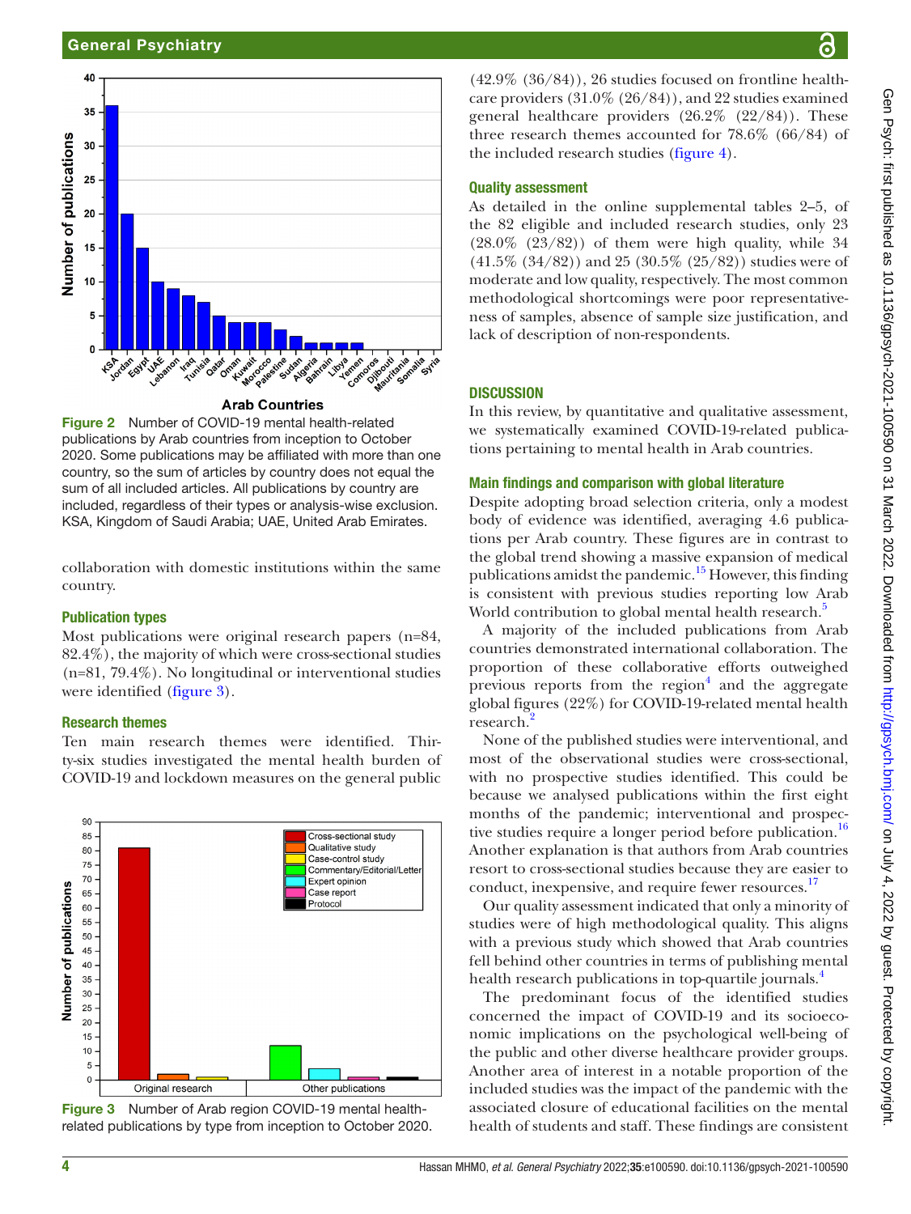Figure 2 Number of COVID-19 mental health-related publications by Arab countries from inception to October 2020. Some publications may be affiliated with more than one country, so the sum of articles by country does not equal the sum of all included articles. All publications by country are included, regardless of their types or analysis-wise exclusion. KSA, Kingdom of Saudi Arabia; UAE, United Arab Emirates.

collaboration with domestic institutions within the same country.

### Publication types

Most publications were original research papers (n=84, 82.4%), the majority of which were cross-sectional studies (n=81, 79.4%). No longitudinal or interventional studies were identified (figure 3).

### Research themes

Ten main research themes were identified. Thirty-six studies investigated the mental health burden of COVID-19 and lockdown measures on the general public (42.9% (36/84)), 26 studies focused on frontline healthcare providers (31.0% (26/84)), and 22 studies examined general healthcare providers (26.2% (22/84)). These three research themes accounted for 78.6% (66/84) of the included research studies (figure 4).

Figure 3 Number of Arab region COVID-19 mental health-related publications by type from inception to October 2020.

### Quality assessment

As detailed in the online supplemental tables 2–5, of the 82 eligible and included research studies, only 23 (28.0% (23/82)) of them were high quality, while 34 (41.5% (34/82)) and 25 (30.5% (25/82)) studies were of moderate and low quality, respectively. The most common methodological shortcomings were poor representativeness of samples, absence of sample size justification, and lack of description of non-respondents.

## DISCUSSION

In this review, by quantitative and qualitative assessment, we systematically examined COVID-19-related publications pertaining to mental health in Arab countries.

### Main findings and comparison with global literature

Despite adopting broad selection criteria, only a modest body of evidence was identified, averaging 4.6 publications per Arab country. These figures are in contrast to the global trend showing a massive expansion of medical publications amidst the pandemic.[15] However, this finding is consistent with previous studies reporting low Arab World contribution to global mental health research.[5]

A majority of the included publications from Arab countries demonstrated international collaboration. The proportion of these collaborative efforts outweighed previous reports from the region[4] and the aggregate global figures (22%) for COVID-19-related mental health research.[2]

None of the published studies were interventional, and most of the observational studies were cross-sectional, with no prospective studies identified. This could be because we analysed publications within the first eight months of the pandemic; interventional and prospective studies require a longer period before publication.[16] Another explanation is that authors from Arab countries resort to cross-sectional studies because they are easier to conduct, inexpensive, and require fewer resources.[17]

Our quality assessment indicated that only a minority of studies were of high methodological quality. This aligns with a previous study which showed that Arab countries fell behind other countries in terms of publishing mental health research publications in top-quartile journals.[4]

The predominant focus of the identified studies concerned the impact of COVID-19 and its socioeconomic implications on the psychological well-being of the public and other diverse healthcare provider groups. Another area of interest in a notable proportion of the included studies was the impact of the pandemic with the associated closure of educational facilities on the mental health of students and staff. These findings are consistent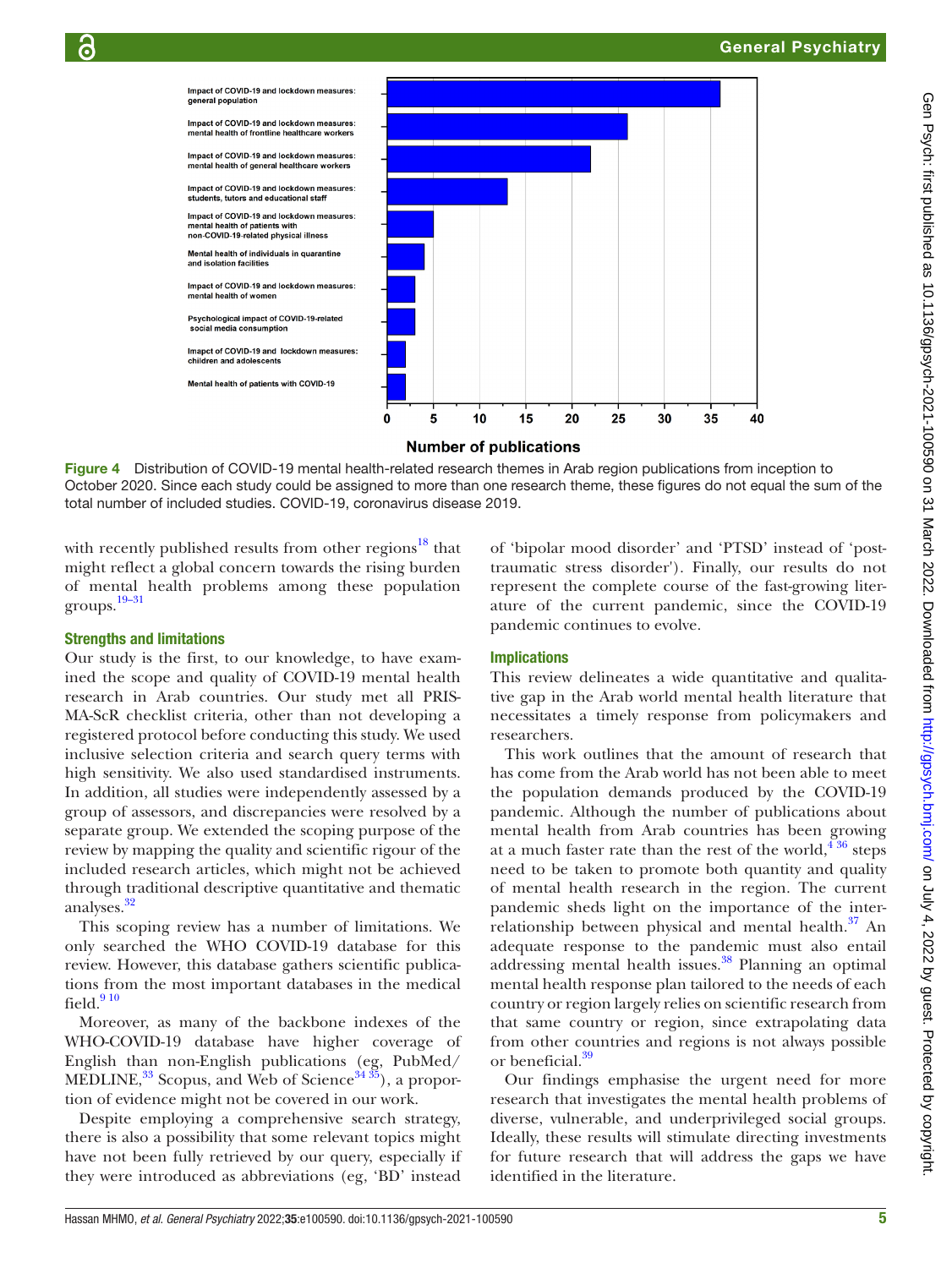Figure 4 Distribution of COVID-19 mental health-related research themes in Arab region publications from inception to October 2020. Since each study could be assigned to more than one research theme, these figures do not equal the sum of the total number of included studies. COVID-19, coronavirus disease 2019.

with recently published results from other regions[18] that might reflect a global concern towards the rising burden of mental health problems among these population groups.[19–31]

## Strengths and limitations

Our study is the first, to our knowledge, to have examined the scope and quality of COVID-19 mental health research in Arab countries. Our study met all PRISMA-ScR checklist criteria, other than not developing a registered protocol before conducting this study. We used inclusive selection criteria and search query terms with high sensitivity. We also used standardised instruments. In addition, all studies were independently assessed by a group of assessors, and discrepancies were resolved by a separate group. We extended the scoping purpose of the review by mapping the quality and scientific rigour of the included research articles, which might not be achieved through traditional descriptive quantitative and thematic analyses.[32]

This scoping review has a number of limitations. We only searched the WHO COVID-19 database for this review. However, this database gathers scientific publications from the most important databases in the medical field.[9 10]

Moreover, as many of the backbone indexes of the WHO-COVID-19 database have higher coverage of English than non-English publications (eg, PubMed/MEDLINE,[33] Scopus, and Web of Science[34 35]), a proportion of evidence might not be covered in our work.

Despite employing a comprehensive search strategy, there is also a possibility that some relevant topics might have not been fully retrieved by our query, especially if they were introduced as abbreviations (eg, 'BD' instead of 'bipolar mood disorder' and 'PTSD' instead of 'post-traumatic stress disorder'). Finally, our results do not represent the complete course of the fast-growing literature of the current pandemic, since the COVID-19 pandemic continues to evolve.

## Implications

This review delineates a wide quantitative and qualitative gap in the Arab world mental health literature that necessitates a timely response from policymakers and researchers.

This work outlines that the amount of research that has come from the Arab world has not been able to meet the population demands produced by the COVID-19 pandemic. Although the number of publications about mental health from Arab countries has been growing at a much faster rate than the rest of the world,[4 36] steps need to be taken to promote both quantity and quality of mental health research in the region. The current pandemic sheds light on the importance of the interrelationship between physical and mental health.[37] An adequate response to the pandemic must also entail addressing mental health issues.[38] Planning an optimal mental health response plan tailored to the needs of each country or region largely relies on scientific research from that same country or region, since extrapolating data from other countries and regions is not always possible or beneficial.[39]

Our findings emphasise the urgent need for more research that investigates the mental health problems of diverse, vulnerable, and underprivileged social groups. Ideally, these results will stimulate directing investments for future research that will address the gaps we have identified in the literature.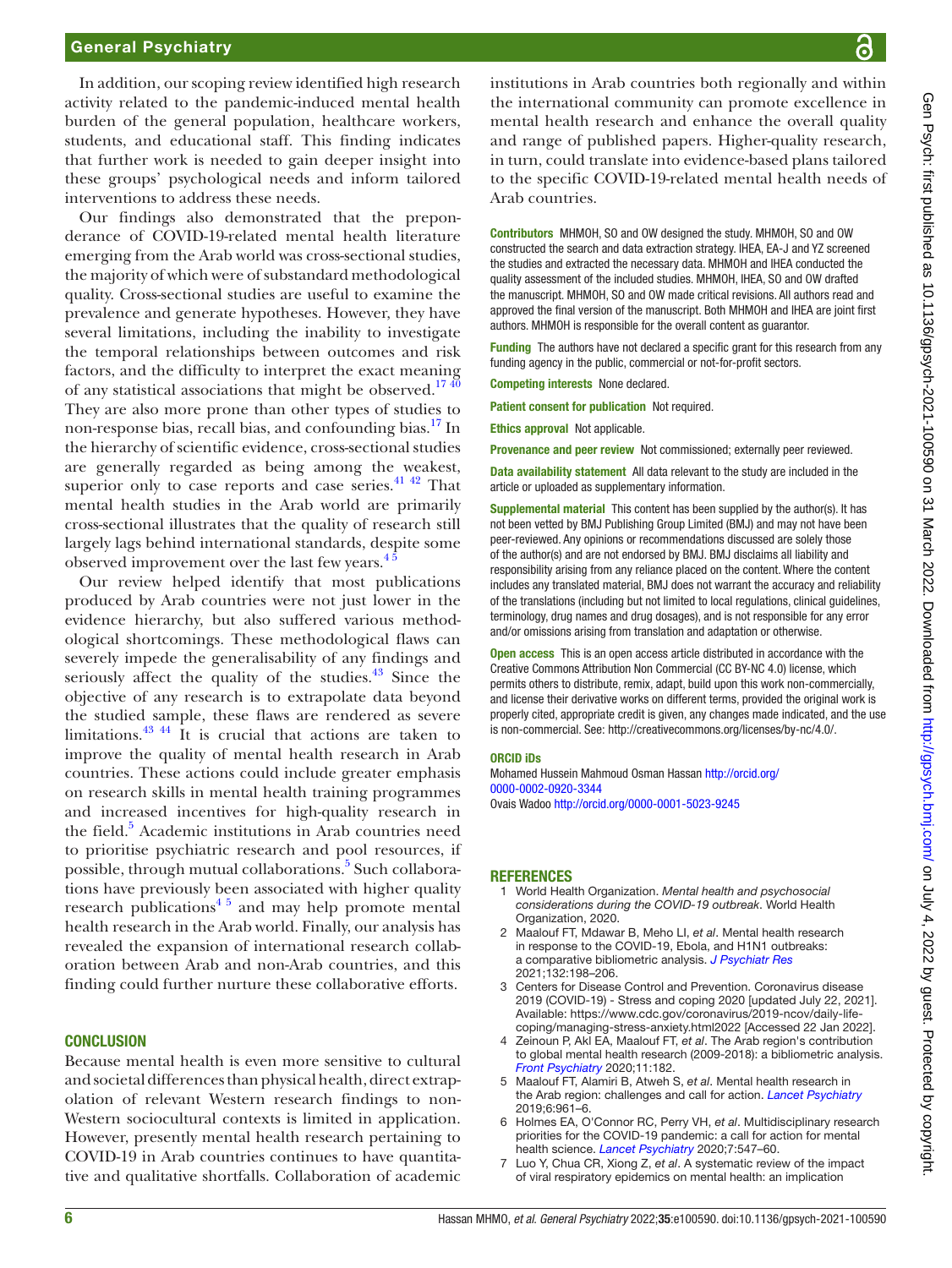In addition, our scoping review identified high research activity related to the pandemic-induced mental health burden of the general population, healthcare workers, students, and educational staff. This finding indicates that further work is needed to gain deeper insight into these groups' psychological needs and inform tailored interventions to address these needs.

Our findings also demonstrated that the preponderance of COVID-19-related mental health literature emerging from the Arab world was cross-sectional studies, the majority of which were of substandard methodological quality. Cross-sectional studies are useful to examine the prevalence and generate hypotheses. However, they have several limitations, including the inability to investigate the temporal relationships between outcomes and risk factors, and the difficulty to interpret the exact meaning of any statistical associations that might be observed.[17 40] They are also more prone than other types of studies to non-response bias, recall bias, and confounding bias.[17] In the hierarchy of scientific evidence, cross-sectional studies are generally regarded as being among the weakest, superior only to case reports and case series.[41 42] That mental health studies in the Arab world are primarily cross-sectional illustrates that the quality of research still largely lags behind international standards, despite some observed improvement over the last few years.[4 5]

Our review helped identify that most publications produced by Arab countries were not just lower in the evidence hierarchy, but also suffered various methodological shortcomings. These methodological flaws can severely impede the generalisability of any findings and seriously affect the quality of the studies.[43] Since the objective of any research is to extrapolate data beyond the studied sample, these flaws are rendered as severe limitations.[43 44] It is crucial that actions are taken to improve the quality of mental health research in Arab countries. These actions could include greater emphasis on research skills in mental health training programmes and increased incentives for high-quality research in the field.[5] Academic institutions in Arab countries need to prioritise psychiatric research and pool resources, if possible, through mutual collaborations.[5] Such collaborations have previously been associated with higher quality research publications[4 5] and may help promote mental health research in the Arab world. Finally, our analysis has revealed the expansion of international research collaboration between Arab and non-Arab countries, and this finding could further nurture these collaborative efforts.

## CONCLUSION

Because mental health is even more sensitive to cultural and societal differences than physical health, direct extrapolation of relevant Western research findings to non-Western sociocultural contexts is limited in application. However, presently mental health research pertaining to COVID-19 in Arab countries continues to have quantitative and qualitative shortfalls. Collaboration of academic institutions in Arab countries both regionally and within the international community can promote excellence in mental health research and enhance the overall quality and range of published papers. Higher-quality research, in turn, could translate into evidence-based plans tailored to the specific COVID-19-related mental health needs of Arab countries.

**Contributors** MHMOH, SO and OW designed the study. MHMOH, SO and OW constructed the search and data extraction strategy. IHEA, EA-J and YZ screened the studies and extracted the necessary data. MHMOH and IHEA conducted the quality assessment of the included studies. MHMOH, IHEA, SO and OW drafted the manuscript. MHMOH, SO and OW made critical revisions. All authors read and approved the final version of the manuscript. Both MHMOH and IHEA are joint first authors. MHMOH is responsible for the overall content as guarantor.

**Funding** The authors have not declared a specific grant for this research from any funding agency in the public, commercial or not-for-profit sectors.

**Competing interests** None declared.

**Patient consent for publication** Not required.

**Ethics approval** Not applicable.

**Provenance and peer review** Not commissioned; externally peer reviewed.

**Data availability statement** All data relevant to the study are included in the article or uploaded as supplementary information.

**Supplemental material** This content has been supplied by the author(s). It has not been vetted by BMJ Publishing Group Limited (BMJ) and may not have been peer-reviewed. Any opinions or recommendations discussed are solely those of the author(s) and are not endorsed by BMJ. BMJ disclaims all liability and responsibility arising from any reliance placed on the content. Where the content includes any translated material, BMJ does not warrant the accuracy and reliability of the translations (including but not limited to local regulations, clinical guidelines, terminology, drug names and drug dosages), and is not responsible for any error and/or omissions arising from translation and adaptation or otherwise.

**Open access** This is an open access article distributed in accordance with the Creative Commons Attribution Non Commercial (CC BY-NC 4.0) license, which permits others to distribute, remix, adapt, build upon this work non-commercially, and license their derivative works on different terms, provided the original work is properly cited, appropriate credit is given, any changes made indicated, and the use is non-commercial. See: http://creativecommons.org/licenses/by-nc/4.0/.

**ORCID iDs**

Mohamed Hussein Mahmoud Osman Hassan http://orcid.org/0000-0002-0920-3344

Ovais Wadoo http://orcid.org/0000-0001-5023-9245

## REFERENCES

1. World Health Organization. *Mental health and psychosocial considerations during the COVID-19 outbreak*. World Health Organization, 2020.
2. Maalouf FT, Mdawar B, Meho LI, *et al*. Mental health research in response to the COVID-19, Ebola, and H1N1 outbreaks: a comparative bibliometric analysis. *J Psychiatr Res* 2021;132:198–206.
3. Centers for Disease Control and Prevention. Coronavirus disease 2019 (COVID-19) - Stress and coping 2020 [updated July 22, 2021]. Available: https://www.cdc.gov/coronavirus/2019-ncov/daily-life-coping/managing-stress-anxiety.html2022 [Accessed 22 Jan 2022].
4. Zeinoun P, Akl EA, Maalouf FT, *et al*. The Arab region's contribution to global mental health research (2009-2018): a bibliometric analysis. *Front Psychiatry* 2020;11:182.
5. Maalouf FT, Alamiri B, Atweh S, *et al*. Mental health research in the Arab region: challenges and call for action. *Lancet Psychiatry* 2019;6:961–6.
6. Holmes EA, O'Connor RC, Perry VH, *et al*. Multidisciplinary research priorities for the COVID-19 pandemic: a call for action for mental health science. *Lancet Psychiatry* 2020;7:547–60.
7. Luo Y, Chua CR, Xiong Z, *et al*. A systematic review of the impact of viral respiratory epidemics on mental health: an implication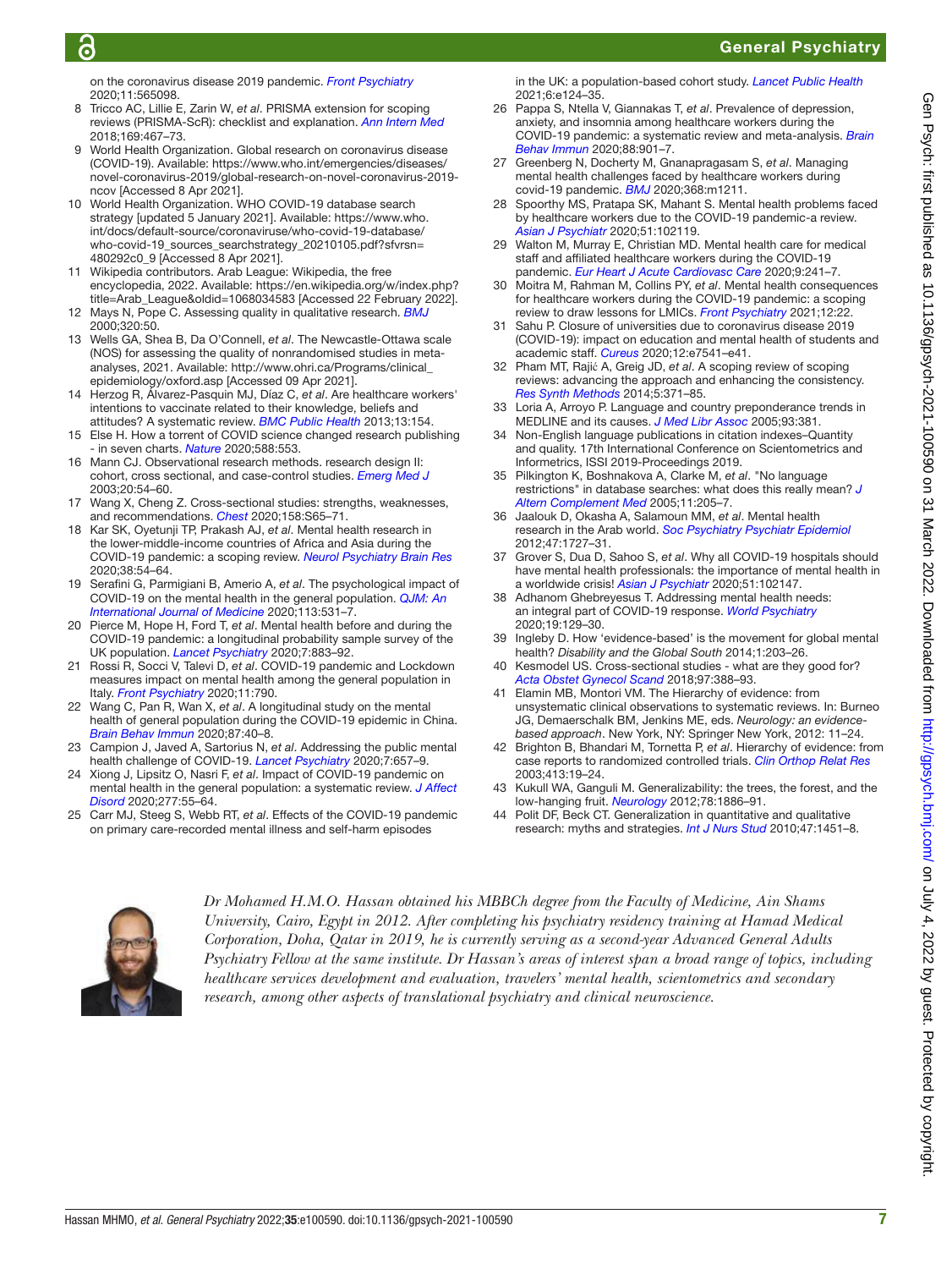on the coronavirus disease 2019 pandemic. *Front Psychiatry* 2020;11:565098.

8. Tricco AC, Lillie E, Zarin W, *et al*. PRISMA extension for scoping reviews (PRISMA-ScR): checklist and explanation. *Ann Intern Med* 2018;169:467–73.
9. World Health Organization. Global research on coronavirus disease (COVID-19). Available: https://www.who.int/emergencies/diseases/novel-coronavirus-2019/global-research-on-novel-coronavirus-2019-ncov [Accessed 8 Apr 2021].
10. World Health Organization. WHO COVID-19 database search strategy [updated 5 January 2021]. Available: https://www.who.int/docs/default-source/coronaviruse/who-covid-19-database/who-covid-19_sources_searchstrategy_20210105.pdf?sfvrsn=480292c0_9 [Accessed 8 Apr 2021].
11. Wikipedia contributors. Arab League: Wikipedia, the free encyclopedia, 2022. Available: https://en.wikipedia.org/w/index.php?title=Arab_League&oldid=1068034583 [Accessed 22 February 2022].
12. Mays N, Pope C. Assessing quality in qualitative research. *BMJ* 2000;320:50.
13. Wells GA, Shea B, Da O'Connell, *et al*. The Newcastle-Ottawa scale (NOS) for assessing the quality of nonrandomised studies in meta-analyses, 2021. Available: http://www.ohri.ca/Programs/clinical_epidemiology/oxford.asp [Accessed 09 Apr 2021].
14. Herzog R, Álvarez-Pasquin MJ, Díaz C, *et al*. Are healthcare workers' intentions to vaccinate related to their knowledge, beliefs and attitudes? A systematic review. *BMC Public Health* 2013;13:154.
15. Else H. How a torrent of COVID science changed research publishing - in seven charts. *Nature* 2020;588:553.
16. Mann CJ. Observational research methods. research design II: cohort, cross sectional, and case-control studies. *Emerg Med J* 2003;20:54–60.
17. Wang X, Cheng Z. Cross-sectional studies: strengths, weaknesses, and recommendations. *Chest* 2020;158:S65–71.
18. Kar SK, Oyetunji TP, Prakash AJ, *et al*. Mental health research in the lower-middle-income countries of Africa and Asia during the COVID-19 pandemic: a scoping review. *Neurol Psychiatry Brain Res* 2020;38:54–64.
19. Serafini G, Parmigiani B, Amerio A, *et al*. The psychological impact of COVID-19 on the mental health in the general population. *QJM: An International Journal of Medicine* 2020;113:531–7.
20. Pierce M, Hope H, Ford T, *et al*. Mental health before and during the COVID-19 pandemic: a longitudinal probability sample survey of the UK population. *Lancet Psychiatry* 2020;7:883–92.
21. Rossi R, Socci V, Talevi D, *et al*. COVID-19 pandemic and Lockdown measures impact on mental health among the general population in Italy. *Front Psychiatry* 2020;11:790.
22. Wang C, Pan R, Wan X, *et al*. A longitudinal study on the mental health of general population during the COVID-19 epidemic in China. *Brain Behav Immun* 2020;87:40–8.
23. Campion J, Javed A, Sartorius N, *et al*. Addressing the public mental health challenge of COVID-19. *Lancet Psychiatry* 2020;7:657–9.
24. Xiong J, Lipsitz O, Nasri F, *et al*. Impact of COVID-19 pandemic on mental health in the general population: a systematic review. *J Affect Disord* 2020;277:55–64.
25. Carr MJ, Steeg S, Webb RT, *et al*. Effects of the COVID-19 pandemic on primary care-recorded mental illness and self-harm episodes in the UK: a population-based cohort study. *Lancet Public Health* 2021;6:e124–35.
26. Pappa S, Ntella V, Giannakas T, *et al*. Prevalence of depression, anxiety, and insomnia among healthcare workers during the COVID-19 pandemic: a systematic review and meta-analysis. *Brain Behav Immun* 2020;88:901–7.
27. Greenberg N, Docherty M, Gnanapragasam S, *et al*. Managing mental health challenges faced by healthcare workers during covid-19 pandemic. *BMJ* 2020;368:m1211.
28. Spoorthy MS, Pratapa SK, Mahant S. Mental health problems faced by healthcare workers due to the COVID-19 pandemic-a review. *Asian J Psychiatr* 2020;51:102119.
29. Walton M, Murray E, Christian MD. Mental health care for medical staff and affiliated healthcare workers during the COVID-19 pandemic. *Eur Heart J Acute Cardiovasc Care* 2020;9:241–7.
30. Moitra M, Rahman M, Collins PY, *et al*. Mental health consequences for healthcare workers during the COVID-19 pandemic: a scoping review to draw lessons for LMICs. *Front Psychiatry* 2021;12:22.
31. Sahu P. Closure of universities due to coronavirus disease 2019 (COVID-19): impact on education and mental health of students and academic staff. *Cureus* 2020;12:e7541–e41.
32. Pham MT, Rajić A, Greig JD, *et al*. A scoping review of scoping reviews: advancing the approach and enhancing the consistency. *Res Synth Methods* 2014;5:371–85.
33. Loria A, Arroyo P. Language and country preponderance trends in MEDLINE and its causes. *J Med Libr Assoc* 2005;93:381.
34. Non-English language publications in citation indexes–Quantity and quality. 17th International Conference on Scientometrics and Informetrics, ISSI 2019-Proceedings 2019.
35. Pilkington K, Boshnakova A, Clarke M, *et al*. "No language restrictions" in database searches: what does this really mean? *J Altern Complement Med* 2005;11:205–7.
36. Jaalouk D, Okasha A, Salamoun MM, *et al*. Mental health research in the Arab world. *Soc Psychiatry Psychiatr Epidemiol* 2012;47:1727–31.
37. Grover S, Dua D, Sahoo S, *et al*. Why all COVID-19 hospitals should have mental health professionals: the importance of mental health in a worldwide crisis! *Asian J Psychiatr* 2020;51:102147.
38. Adhanom Ghebreyesus T. Addressing mental health needs: an integral part of COVID-19 response. *World Psychiatry* 2020;19:129–30.
39. Ingleby D. How 'evidence-based' is the movement for global mental health? *Disability and the Global South* 2014;1:203–26.
40. Kesmodel US. Cross-sectional studies - what are they good for? *Acta Obstet Gynecol Scand* 2018;97:388–93.
41. Elamin MB, Montori VM. The Hierarchy of evidence: from unsystematic clinical observations to systematic reviews. In: Burneo JG, Demaerschalk BM, Jenkins ME, eds. *Neurology: an evidence-based approach*. New York, NY: Springer New York, 2012: 11–24.
42. Brighton B, Bhandari M, Tornetta P, *et al*. Hierarchy of evidence: from case reports to randomized controlled trials. *Clin Orthop Relat Res* 2003;413:19–24.
43. Kukull WA, Ganguli M. Generalizability: the trees, the forest, and the low-hanging fruit. *Neurology* 2012;78:1886–91.
44. Polit DF, Beck CT. Generalization in quantitative and qualitative research: myths and strategies. *Int J Nurs Stud* 2010;47:1451–8.

*Dr Mohamed H.M.O. Hassan obtained his MBBCh degree from the Faculty of Medicine, Ain Shams University, Cairo, Egypt in 2012. After completing his psychiatry residency training at Hamad Medical Corporation, Doha, Qatar in 2019, he is currently serving as a second-year Advanced General Adults Psychiatry Fellow at the same institute. Dr Hassan's areas of interest span a broad range of topics, including healthcare services development and evaluation, travelers' mental health, scientometrics and secondary research, among other aspects of translational psychiatry and clinical neuroscience.*